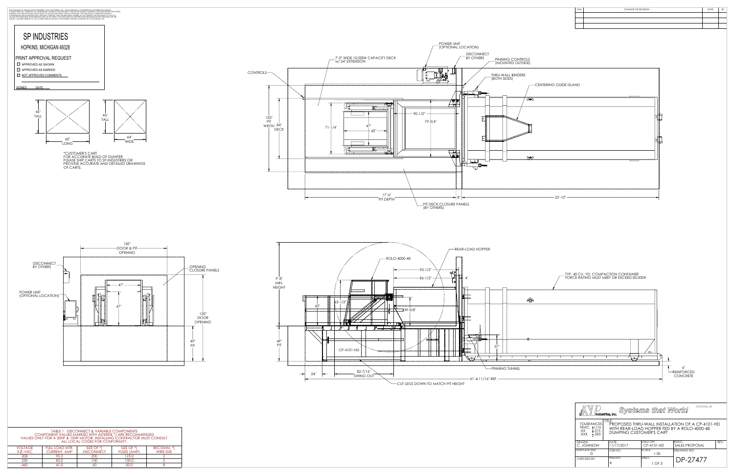THE DRAWING IS THE EXCLUSIVE PROPERTY OF SP INDUSTRIES, INC. AND EMBODIES A CONFIDENTIAL PROPRIETARY DESIGN...

| SYM. | CHANGE OR REVISION | DATE | BY |
|---|---|---|---|
| | | | |
| | | | |
| | | | |

# SP INDUSTRIES

HOPKINS, MICHIGAN 49328

## PRINT APPROVAL REQUEST

- ☐ APPROVED AS SHOWN
- ☐ APPROVED AS MARKED
- ☐ NOT APPROVED COMMENTS

SIGNED ______ DATE ______

46" TALL, 60" LONG

46" TALL, 44" WIDE

*CUSTOMER'S CART
FOR ACCURATE BUILD OF DUMPER
PLEASE SHIP CARTS TO SP-INDUSTRIES OR
PROVIDE ACCURATE AND DETAILED DRAWINGS
OF CARTS.

POWER UNIT (OPTIONAL LOCATION)

DISCONNECT BY OTHERS

PINNING CONTROLS (MOUNTED OUTSIDE)

7'-0" WIDE 10,000# CAPACITY DECK w/ 24" EXTENSION

CONTROLS

THRU-WALL BINDERS (BOTH SIDES)

CENTERING GUIDE ISLAND

120" PIT WIDTH

84" DECK

71-1/4"

47"

60"

90-1/2"

79-3/4"

17'-6" PIT DEPTH

8"

22'-10"

PIT DECK CLOSURE PANELS (BY OTHERS)

120" DOOR & PIT OPENING

DISCONNECT BY OTHERS

POWER UNIT (OPTIONAL LOCATION)

OPENING CLOSURE PANELS

47"

47"

120" DOOR OPENING

49" PIT

REAR-LOAD HOPPER

ROLO-4000-48

90-1/2"

86-1/2"

4"

9'-8" MIN. HEIGHT

42"

63-1/2"

39-5/8"

TYP. 40 CU. YD. COMPACTION CONTAINER
FORCE RATING MUST MEET OR EXCEED 85,000#

49" PIT

CP-4101-HD

37"

PINNING TUNNEL

6" REINFORCED CONCRETE

24"

82-7/16" SWING OUT

41'-4-11/16" REF.

CUT LEGS DOWN TO MATCH PIT HEIGHT

TABLE 1: DISCONNECT & VARIABLE COMPONENTS
COMPONENT VALUES MARKED WITH ASTERISK *) ARE RECOMMENDED
VALUES ONLY FOR A 20HP & 10HP MOTOR. INSTALLING CONTRACTOR MUST CONSULT ALL LOCAL CODES FOR CONFORMITY.

| VOLTAGE 3Ø-VAC | FULL LOAD MTR. CURRENT- AMP | SIZE OF *) DISCONNECT | SIZE OF *) FUSES (AMP) | RECOMM. *) WIRE SIZE |
|---|---|---|---|---|
| 208 | 90.2 | 200 | 125.0 | 2 |
| 230 | 82.0 | 100 | 100.0 | 3 |
| 460 | 41.0 | 60 | 50.0 | 8 |

SP Industries, Inc. — *Systems that Work!*

| TOLERANCES FRAC. ±1/16 .XX ±.015 .XXX ±.005 | TITLE: PROPOSED THRU-WALL INSTALLATION OF A CP-4101-HD WITH REAR-LOAD HOPPER FED BY A ROLO-4000-48 DUMPING CUSTOMER'S CART | | | |
|---|---|---|---|---|
| DRAWN: C. JOHNSON | DATE: 11/17/2017 | USED ON: CP-4101-HD | BUILD: SALES PROPOSAL | REV: |
| TEMPLATE SIZE: D | JOB NO: | SCALE: 1:30 | DRAWING NO. | |
| CHECKED BY: | WEIGHT: # | SHEET: 1 OF 3 | DP-27477 | |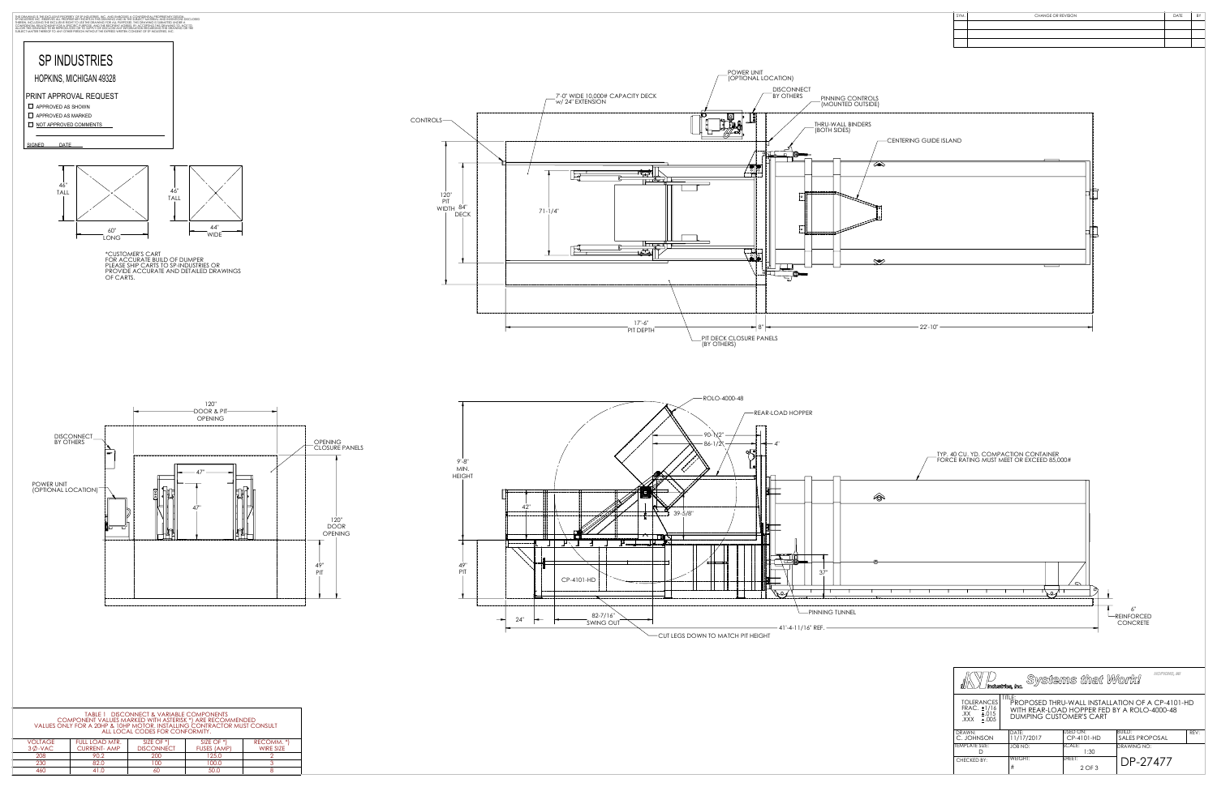THE DRAWING IS THE EXCLUSIVE PROPERTY OF SP INDUSTRIES, INC. AND EMBODIES A CONFIDENTIAL PROPRIETARY DESIGN OF SP INDUSTRIES, INC. THEREFORE ALL PROPRIETARY RIGHTS IN THE DRAWING AND IN THE SUBJECT MATERIAL AND INVENTIONS DISCLOSED THEREIN, INCLUDING THE EXCLUSIVE RIGHT TO USE THE DRAWING FOR ALL PURPOSES. THIS DRAWING IS SUBMITTED UNDER A CONFIDENTIAL RELATIONSHIP FOR A SPECIFIC PURPOSE, AND THE RECIPIENT AGREES, BY ACCEPTING THIS DRAWING TO, NOT TO ALLOW THIS DRAWING TO BE REPRODUCED OR TO SUPPLY OR DISCLOSE ANY INFORMATION REGARDING THIS DRAWING OR THE SUBJECT MATTER THEREOF TO ANY OTHER PERSON WITHOUT THE EXPRESS WRITTEN CONSENT OF SP INDUSTRIES, INC.

| SYM. | CHANGE OR REVISION | DATE | BY |
|---|---|---|---|
| | | | |

# SP INDUSTRIES

HOPKINS, MICHIGAN 49328

PRINT APPROVAL REQUEST

- ☐ APPROVED AS SHOWN
- ☐ APPROVED AS MARKED
- ☐ NOT APPROVED COMMENTS

SIGNED \_\_\_\_\_\_ DATE \_\_\_\_\_\_

46" TALL — 60" LONG

46" TALL — 44" WIDE

*CUSTOMER'S CART
FOR ACCURATE BUILD OF DUMPER
PLEASE SHIP CARTS TO SP-INDUSTRIES OR
PROVIDE ACCURATE AND DETAILED DRAWINGS
OF CARTS.

POWER UNIT (OPTIONAL LOCATION)

DISCONNECT BY OTHERS

PINNING CONTROLS (MOUNTED OUTSIDE)

THRU-WALL BINDERS (BOTH SIDES)

CENTERING GUIDE ISLAND

7'-0" WIDE 10,000# CAPACITY DECK w/ 24" EXTENSION

CONTROLS

120" PIT WIDTH

84" DECK

71-1/4"

17'-6" PIT DEPTH

8"

22'-10"

PIT DECK CLOSURE PANELS (BY OTHERS)

120" DOOR & PIT OPENING

DISCONNECT BY OTHERS

POWER UNIT (OPTIONAL LOCATION)

47"

47"

OPENING CLOSURE PANELS

120" DOOR OPENING

49" PIT

ROLO-4000-48

REAR-LOAD HOPPER

90-1/2"

86-1/2"

4"

9'-8" MIN. HEIGHT

42"

39-5/8"

TYP. 40 CU. YD. COMPACTION CONTAINER
FORCE RATING MUST MEET OR EXCEED 85,000#

49" PIT

CP-4101-HD

37"

PINNING TUNNEL

6" REINFORCED CONCRETE

24"

82-7/16" SWING OUT

41'-4-11/16" REF.

CUT LEGS DOWN TO MATCH PIT HEIGHT

TABLE 1 DISCONNECT & VARIABLE COMPONENTS
COMPONENT VALUES MARKED WITH ASTERISK *) ARE RECOMMENDED
VALUES ONLY FOR A 20HP & 10HP MOTOR. INSTALLING CONTRACTOR MUST CONSULT ALL LOCAL CODES FOR CONFORMITY.

| VOLTAGE 3 Ø-VAC | FULL LOAD MTR. CURRENT- AMP | SIZE OF *) DISCONNECT | SIZE OF *) FUSES (AMP) | RECOMM. *) WIRE SIZE |
|---|---|---|---|---|
| 208 | 90.2 | 200 | 125.0 | 2 |
| 230 | 82.0 | 100 | 100.0 | 3 |
| 460 | 41.0 | 60 | 50.0 | 8 |

SP Industries, Inc. — Systems that Work! — HOPKINS, MI

| TOLERANCES FRAC. ±1/16 .XX ±.015 .XXX ±.005 | TITLE: PROPOSED THRU-WALL INSTALLATION OF A CP-4101-HD WITH REAR-LOAD HOPPER FED BY A ROLO-4000-48 DUMPING CUSTOMER'S CART | | | |
|---|---|---|---|---|
| DRAWN: C. JOHNSON | DATE: 11/17/2017 | USED ON: CP-4101-HD | BUILD: SALES PROPOSAL | REV: |
| TEMPLATE SIZE: D | JOB NO: | SCALE: 1:30 | DRAWING NO. | |
| CHECKED BY: | WEIGHT: # | SHEET: 2 OF 3 | DP-27477 | |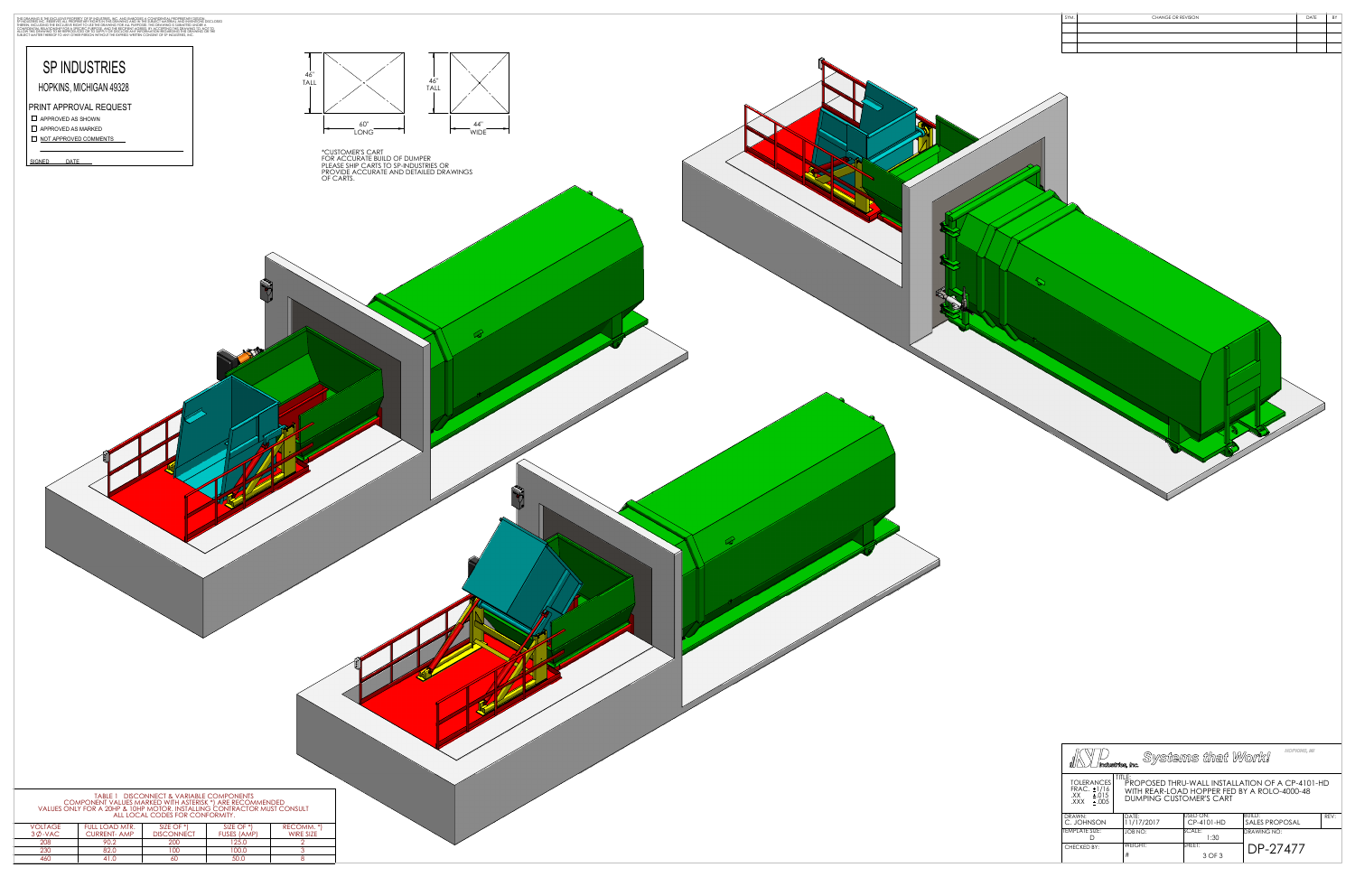THE DRAWING IS THE EXCLUSIVE PROPERTY OF SP INDUSTRIES, INC. AND EMBODIES A CONFIDENTIAL PROPRIETARY DESIGN OF SP INDUSTRIES, INC. RESERVING ALL PROPRIETARY RIGHTS IN THIS DRAWING AND IN THE SUBJECT MATERIAL AND INVENTIONS DISCLOSED THEREIN, INCLUDING THE EXCLUSIVE RIGHT TO USE THIS DRAWING FOR ALL PURPOSES. THIS DRAWING IS SUBMITTED UNDER A CONFIDENTIAL RELATIONSHIP FOR A SPECIFIC PURPOSE, AND THE RECIPIENT AGREES, BY ACCEPTING THIS DRAWING TO, NOT TO ALLOW THIS DRAWING TO BE REPRODUCED OR TO SUPPLY OR DISCLOSE ANY INFORMATION REGARDING THIS DRAWING OR THE SUBJECT MATTER THEREOF TO ANY OTHER PERSON WITHOUT THE EXPRESS WRITTEN CONSENT OF SP INDUSTRIES, INC.

# SP INDUSTRIES

HOPKINS, MICHIGAN 49328

PRINT APPROVAL REQUEST

- ☐ APPROVED AS SHOWN
- ☐ APPROVED AS MARKED
- ☐ NOT APPROVED COMMENTS

SIGNED ____ DATE ____

| SYM. | CHANGE OR REVISION | DATE | BY |
|---|---|---|---|
| | | | |
| | | | |
| | | | |
| | | | |

46" TALL

60" LONG

46" TALL

44" WIDE

*CUSTOMER'S CART
FOR ACCURATE BUILD OF DUMPER
PLEASE SHIP CARTS TO SP-INDUSTRIES OR
PROVIDE ACCURATE AND DETAILED DRAWINGS
OF CARTS.

TABLE 1 DISCONNECT & VARIABLE COMPONENTS
COMPONENT VALUES MARKED WITH ASTERISK *) ARE RECOMMENDED
VALUES ONLY FOR A 20HP & 10HP MOTOR. INSTALLING CONTRACTOR MUST CONSULT
ALL LOCAL CODES FOR CONFORMITY.

| VOLTAGE 3Ø-VAC | FULL LOAD MTR. CURRENT- AMP | SIZE OF *) DISCONNECT | SIZE OF *) FUSES (AMP) | RECOMM. *) WIRE SIZE |
|---|---|---|---|---|
| 208 | 90.2 | 200 | 125.0 | 2 |
| 230 | 82.0 | 100 | 100.0 | 3 |
| 460 | 41.0 | 60 | 50.0 | 8 |

SP Industries, Inc. *Systems that Work!*

HOPKINS, MI

| | | | | |
|---|---|---|---|---|
| TOLERANCES FRAC. ±1/16 .XX ±.015 .XXX ±.005 | TITLE: PROPOSED THRU-WALL INSTALLATION OF A CP-4101-HD WITH REAR-LOAD HOPPER FED BY A ROLO-4000-48 DUMPING CUSTOMER'S CART | | | |
| DRAWN: C. JOHNSON | DATE: 11/17/2017 | USED ON: CP-4101-HD | BUILD: SALES PROPOSAL | REV: |
| TEMPLATE SIZE: D | JOB NO: | SCALE: 1:30 | DRAWING NO: DP-27477 | |
| CHECKED BY: | WEIGHT: # | SHEET: 3 OF 3 | | |